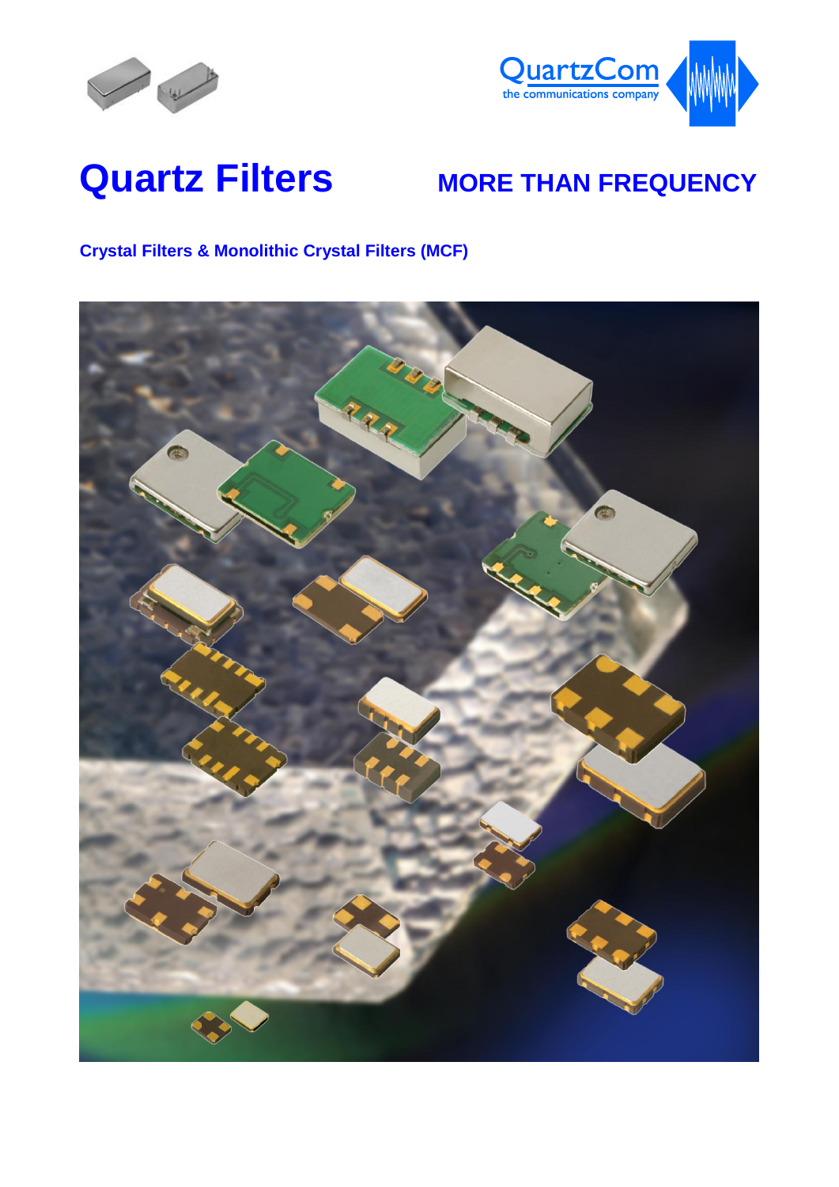QuartzCom
the communications company

# Quartz Filters

## MORE THAN FREQUENCY

**Crystal Filters & Monolithic Crystal Filters (MCF)**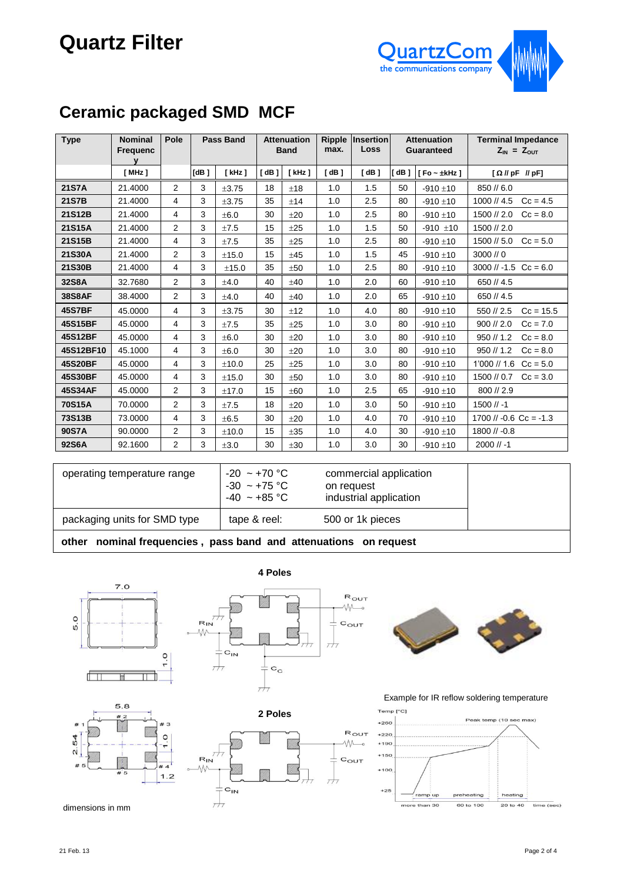# Quartz Filter

QuartzCom
the communications company

## Ceramic packaged SMD MCF

| Type | Nominal Frequency | Pole | Pass Band | | Attenuation Band | | Ripple max. | Insertion Loss | Attenuation Guaranteed | | Terminal Impedance $Z_{IN} = Z_{OUT}$ |
|---|---|---|---|---|---|---|---|---|---|---|---|
| | [ MHz ] | | [dB ] | [ kHz ] | [ dB ] | [ kHz ] | [ dB ] | [ dB ] | [ dB ] | [ Fo ~ ±kHz ] | [ Ω // pF // pF] |
| **21S7A** | 21.4000 | 2 | 3 | ±3.75 | 18 | ±18 | 1.0 | 1.5 | 50 | -910 ±10 | 850 // 6.0 |
| **21S7B** | 21.4000 | 4 | 3 | ±3.75 | 35 | ±14 | 1.0 | 2.5 | 80 | -910 ±10 | 1000 // 4.5 Cc = 4.5 |
| **21S12B** | 21.4000 | 4 | 3 | ±6.0 | 30 | ±20 | 1.0 | 2.5 | 80 | -910 ±10 | 1500 // 2.0 Cc = 8.0 |
| **21S15A** | 21.4000 | 2 | 3 | ±7.5 | 15 | ±25 | 1.0 | 1.5 | 50 | -910 ±10 | 1500 // 2.0 |
| **21S15B** | 21.4000 | 4 | 3 | ±7.5 | 35 | ±25 | 1.0 | 2.5 | 80 | -910 ±10 | 1500 // 5.0 Cc = 5.0 |
| **21S30A** | 21.4000 | 2 | 3 | ±15.0 | 15 | ±45 | 1.0 | 1.5 | 45 | -910 ±10 | 3000 // 0 |
| **21S30B** | 21.4000 | 4 | 3 | ±15.0 | 35 | ±50 | 1.0 | 2.5 | 80 | -910 ±10 | 3000 // -1.5 Cc = 6.0 |
| **32S8A** | 32.7680 | 2 | 3 | ±4.0 | 40 | ±40 | 1.0 | 2.0 | 60 | -910 ±10 | 650 // 4.5 |
| **38S8AF** | 38.4000 | 2 | 3 | ±4.0 | 40 | ±40 | 1.0 | 2.0 | 65 | -910 ±10 | 650 // 4.5 |
| **45S7BF** | 45.0000 | 4 | 3 | ±3.75 | 30 | ±12 | 1.0 | 4.0 | 80 | -910 ±10 | 550 // 2.5 Cc = 15.5 |
| **45S15BF** | 45.0000 | 4 | 3 | ±7.5 | 35 | ±25 | 1.0 | 3.0 | 80 | -910 ±10 | 900 // 2.0 Cc = 7.0 |
| **45S12BF** | 45.0000 | 4 | 3 | ±6.0 | 30 | ±20 | 1.0 | 3.0 | 80 | -910 ±10 | 950 // 1.2 Cc = 8.0 |
| **45S12BF10** | 45.1000 | 4 | 3 | ±6.0 | 30 | ±20 | 1.0 | 3.0 | 80 | -910 ±10 | 950 // 1.2 Cc = 8.0 |
| **45S20BF** | 45.0000 | 4 | 3 | ±10.0 | 25 | ±25 | 1.0 | 3.0 | 80 | -910 ±10 | 1'000 // 1.6 Cc = 5.0 |
| **45S30BF** | 45.0000 | 4 | 3 | ±15.0 | 30 | ±50 | 1.0 | 3.0 | 80 | -910 ±10 | 1500 // 0.7 Cc = 3.0 |
| **45S34AF** | 45.0000 | 2 | 3 | ±17.0 | 15 | ±60 | 1.0 | 2.5 | 65 | -910 ±10 | 800 // 2.9 |
| **70S15A** | 70.0000 | 2 | 3 | ±7.5 | 18 | ±20 | 1.0 | 3.0 | 50 | -910 ±10 | 1500 // -1 |
| **73S13B** | 73.0000 | 4 | 3 | ±6.5 | 30 | ±20 | 1.0 | 4.0 | 70 | -910 ±10 | 1700 // -0.6 Cc = -1.3 |
| **90S7A** | 90.0000 | 2 | 3 | ±10.0 | 15 | ±35 | 1.0 | 4.0 | 30 | -910 ±10 | 1800 // -0.8 |
| **92S6A** | 92.1600 | 2 | 3 | ±3.0 | 30 | ±30 | 1.0 | 3.0 | 30 | -910 ±10 | 2000 // -1 |

| operating temperature range | -20 ~ +70 °C<br>-30 ~ +75 °C<br>-40 ~ +85 °C | commercial application<br>on request<br>industrial application |
|---|---|---|
| packaging units for SMD type | tape & reel: | 500 or 1k pieces |

**other nominal frequencies , pass band and attenuations on request**

4 Poles

2 Poles

Example for IR reflow soldering temperature

dimensions in mm

21 Feb. 13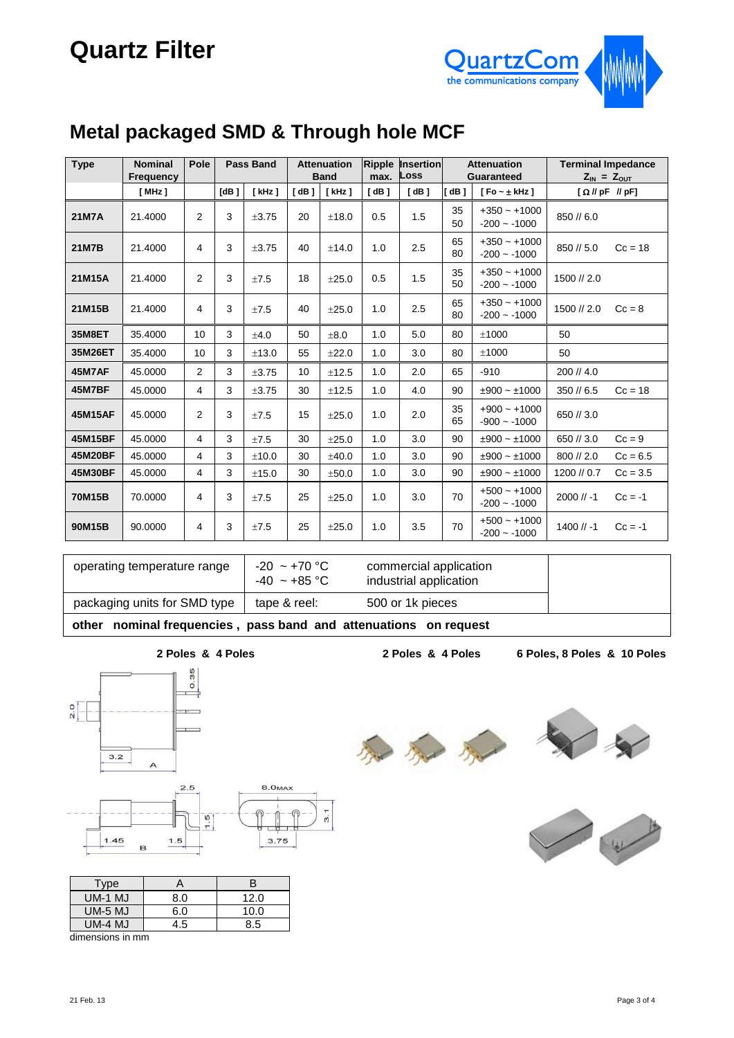# Quartz Filter

## Metal packaged SMD & Through hole MCF

| Type | Nominal Frequency | Pole | Pass Band | | Attenuation Band | | Ripple max. | Insertion Loss | Attenuation Guaranteed | | Terminal Impedance $Z_{IN} = Z_{OUT}$ | |
|---|---|---|---|---|---|---|---|---|---|---|---|---|
| | [ MHz ] | | [dB ] | [ kHz ] | [ dB ] | [ kHz ] | [ dB ] | [ dB ] | [ dB ] | [ Fo ~ ± kHz ] | [ Ω // pF // pF] | |
| **21M7A** | 21.4000 | 2 | 3 | ±3.75 | 20 | ±18.0 | 0.5 | 1.5 | 35<br>50 | +350 ~ +1000<br>-200 ~ -1000 | 850 // 6.0 | |
| **21M7B** | 21.4000 | 4 | 3 | ±3.75 | 40 | ±14.0 | 1.0 | 2.5 | 65<br>80 | +350 ~ +1000<br>-200 ~ -1000 | 850 // 5.0 | Cc = 18 |
| **21M15A** | 21.4000 | 2 | 3 | ±7.5 | 18 | ±25.0 | 0.5 | 1.5 | 35<br>50 | +350 ~ +1000<br>-200 ~ -1000 | 1500 // 2.0 | |
| **21M15B** | 21.4000 | 4 | 3 | ±7.5 | 40 | ±25.0 | 1.0 | 2.5 | 65<br>80 | +350 ~ +1000<br>-200 ~ -1000 | 1500 // 2.0 | Cc = 8 |
| **35M8ET** | 35.4000 | 10 | 3 | ±4.0 | 50 | ±8.0 | 1.0 | 5.0 | 80 | ±1000 | 50 | |
| **35M26ET** | 35.4000 | 10 | 3 | ±13.0 | 55 | ±22.0 | 1.0 | 3.0 | 80 | ±1000 | 50 | |
| **45M7AF** | 45.0000 | 2 | 3 | ±3.75 | 10 | ±12.5 | 1.0 | 2.0 | 65 | -910 | 200 // 4.0 | |
| **45M7BF** | 45.0000 | 4 | 3 | ±3.75 | 30 | ±12.5 | 1.0 | 4.0 | 90 | ±900 ~ ±1000 | 350 // 6.5 | Cc = 18 |
| **45M15AF** | 45.0000 | 2 | 3 | ±7.5 | 15 | ±25.0 | 1.0 | 2.0 | 35<br>65 | +900 ~ +1000<br>-900 ~ -1000 | 650 // 3.0 | |
| **45M15BF** | 45.0000 | 4 | 3 | ±7.5 | 30 | ±25.0 | 1.0 | 3.0 | 90 | ±900 ~ ±1000 | 650 // 3.0 | Cc = 9 |
| **45M20BF** | 45.0000 | 4 | 3 | ±10.0 | 30 | ±40.0 | 1.0 | 3.0 | 90 | ±900 ~ ±1000 | 800 // 2.0 | Cc = 6.5 |
| **45M30BF** | 45.0000 | 4 | 3 | ±15.0 | 30 | ±50.0 | 1.0 | 3.0 | 90 | ±900 ~ ±1000 | 1200 // 0.7 | Cc = 3.5 |
| **70M15B** | 70.0000 | 4 | 3 | ±7.5 | 25 | ±25.0 | 1.0 | 3.0 | 70 | +500 ~ +1000<br>-200 ~ -1000 | 2000 // -1 | Cc = -1 |
| **90M15B** | 90.0000 | 4 | 3 | ±7.5 | 25 | ±25.0 | 1.0 | 3.5 | 70 | +500 ~ +1000<br>-200 ~ -1000 | 1400 // -1 | Cc = -1 |

| | | |
|---|---|---|
| operating temperature range | -20 ~ +70 °C<br>-40 ~ +85 °C | commercial application<br>industrial application |
| packaging units for SMD type | tape & reel: | 500 or 1k pieces |

**other nominal frequencies , pass band and attenuations on request**

**2 Poles & 4 Poles** **2 Poles & 4 Poles** **6 Poles, 8 Poles & 10 Poles**

| Type | A | B |
|---|---|---|
| UM-1 MJ | 8.0 | 12.0 |
| UM-5 MJ | 6.0 | 10.0 |
| UM-4 MJ | 4.5 | 8.5 |

dimensions in mm

21 Feb. 13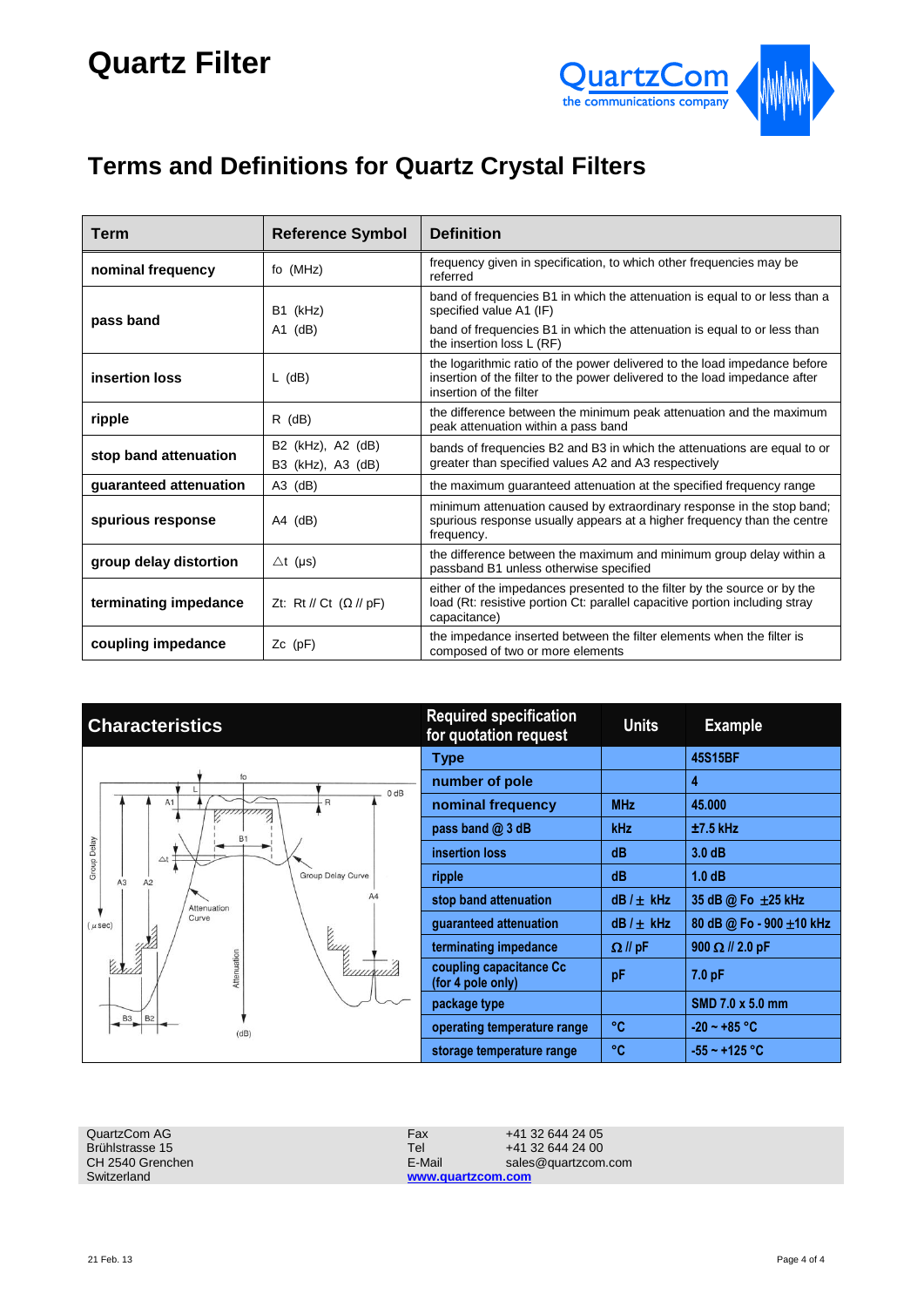# Quartz Filter

QuartzCom
the communications company

## Terms and Definitions for Quartz Crystal Filters

| Term | Reference Symbol | Definition |
|---|---|---|
| **nominal frequency** | fo (MHz) | frequency given in specification, to which other frequencies may be referred |
| **pass band** | B1 (kHz)<br>A1 (dB) | band of frequencies B1 in which the attenuation is equal to or less than a specified value A1 (IF)<br>band of frequencies B1 in which the attenuation is equal to or less than the insertion loss L (RF) |
| **insertion loss** | L (dB) | the logarithmic ratio of the power delivered to the load impedance before insertion of the filter to the power delivered to the load impedance after insertion of the filter |
| **ripple** | R (dB) | the difference between the minimum peak attenuation and the maximum peak attenuation within a pass band |
| **stop band attenuation** | B2 (kHz), A2 (dB)<br>B3 (kHz), A3 (dB) | bands of frequencies B2 and B3 in which the attenuations are equal to or greater than specified values A2 and A3 respectively |
| **guaranteed attenuation** | A3 (dB) | the maximum guaranteed attenuation at the specified frequency range |
| **spurious response** | A4 (dB) | minimum attenuation caused by extraordinary response in the stop band; spurious response usually appears at a higher frequency than the centre frequency. |
| **group delay distortion** | $\triangle$t (µs) | the difference between the maximum and minimum group delay within a passband B1 unless otherwise specified |
| **terminating impedance** | Zt: Rt // Ct (Ω // pF) | either of the impedances presented to the filter by the source or by the load (Rt: resistive portion Ct: parallel capacitive portion including stray capacitance) |
| **coupling impedance** | Zc (pF) | the impedance inserted between the filter elements when the filter is composed of two or more elements |

## Characteristics

fo
L
A1
R
0 dB
B1
$\triangle$t
Group Delay
A3
A2
Group Delay Curve
A4
Attenuation Curve
( µsec)
Attenuation
B3
B2
(dB)

| Required specification for quotation request | Units | Example |
|---|---|---|
| Type | | 45S15BF |
| number of pole | | 4 |
| nominal frequency | MHz | 45.000 |
| pass band @ 3 dB | kHz | ±7.5 kHz |
| insertion loss | dB | 3.0 dB |
| ripple | dB | 1.0 dB |
| stop band attenuation | dB / ± kHz | 35 dB @ Fo ±25 kHz |
| guaranteed attenuation | dB / ± kHz | 80 dB @ Fo - 900 ±10 kHz |
| terminating impedance | Ω // pF | 900 Ω // 2.0 pF |
| coupling capacitance Cc (for 4 pole only) | pF | 7.0 pF |
| package type | | SMD 7.0 x 5.0 mm |
| operating temperature range | °C | -20 ~ +85 °C |
| storage temperature range | °C | -55 ~ +125 °C |

QuartzCom AG
Brühlstrasse 15
CH 2540 Grenchen
Switzerland

Fax +41 32 644 24 05
Tel +41 32 644 24 00
E-Mail sales@quartzcom.com
www.quartzcom.com

21 Feb. 13